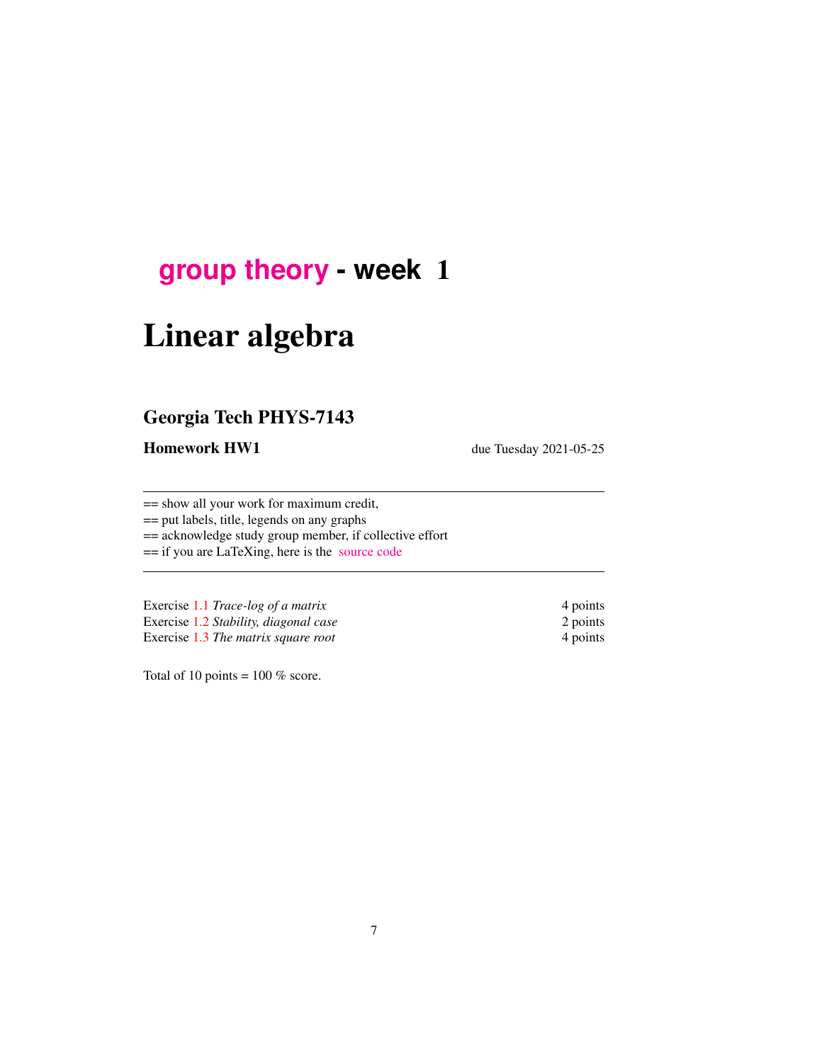# group theory - week 1

# Linear algebra

## Georgia Tech PHYS-7143

**Homework HW1** due Tuesday 2021-05-25

---

== show all your work for maximum credit,
== put labels, title, legends on any graphs
== acknowledge study group member, if collective effort
== if you are LaTeXing, here is the source code

---

| | |
|---|---|
| Exercise 1.1 *Trace-log of a matrix* | 4 points |
| Exercise 1.2 *Stability, diagonal case* | 2 points |
| Exercise 1.3 *The matrix square root* | 4 points |

Total of 10 points = 100 % score.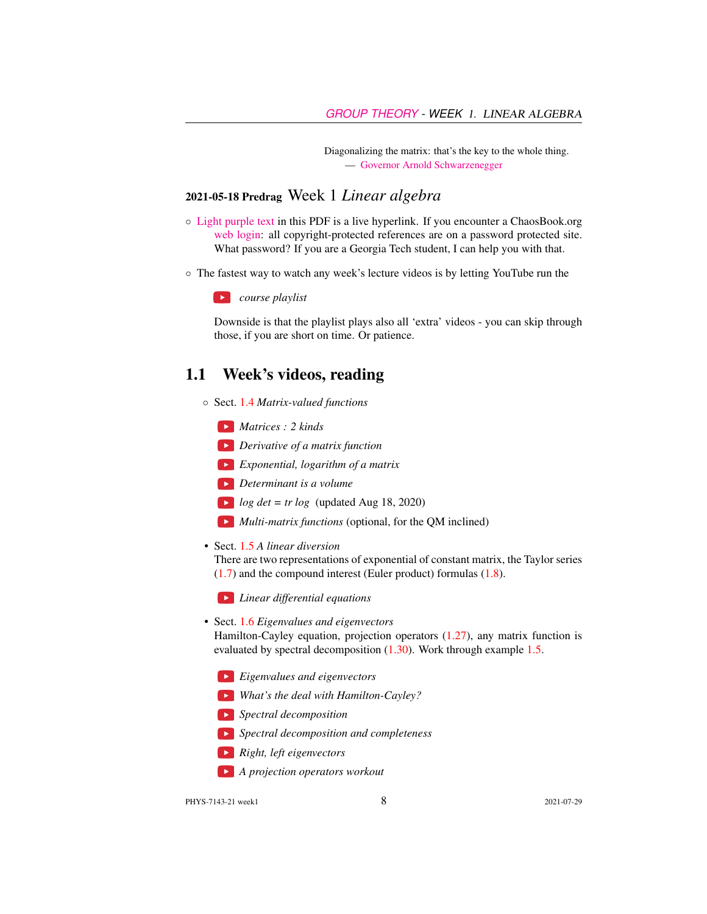> Diagonalizing the matrix: that's the key to the whole thing.
> — Governor Arnold Schwarzenegger

## 2021-05-18 Predrag Week 1 *Linear algebra*

- Light purple text in this PDF is a live hyperlink. If you encounter a ChaosBook.org web login: all copyright-protected references are on a password protected site. What password? If you are a Georgia Tech student, I can help you with that.
- The fastest way to watch any week's lecture videos is by letting YouTube run the

  ▶ *course playlist*

  Downside is that the playlist plays also all 'extra' videos - you can skip through those, if you are short on time. Or patience.

## 1.1 Week's videos, reading

- Sect. 1.4 *Matrix-valued functions*

  ▶ *Matrices : 2 kinds*

  ▶ *Derivative of a matrix function*

  ▶ *Exponential, logarithm of a matrix*

  ▶ *Determinant is a volume*

  ▶ *log det = tr log* (updated Aug 18, 2020)

  ▶ *Multi-matrix functions* (optional, for the QM inclined)

- Sect. 1.5 *A linear diversion*
  There are two representations of exponential of constant matrix, the Taylor series (1.7) and the compound interest (Euler product) formulas (1.8).

  ▶ *Linear differential equations*

- Sect. 1.6 *Eigenvalues and eigenvectors*
  Hamilton-Cayley equation, projection operators (1.27), any matrix function is evaluated by spectral decomposition (1.30). Work through example 1.5.

  ▶ *Eigenvalues and eigenvectors*

  ▶ *What's the deal with Hamilton-Cayley?*

  ▶ *Spectral decomposition*

  ▶ *Spectral decomposition and completeness*

  ▶ *Right, left eigenvectors*

  ▶ *A projection operators workout*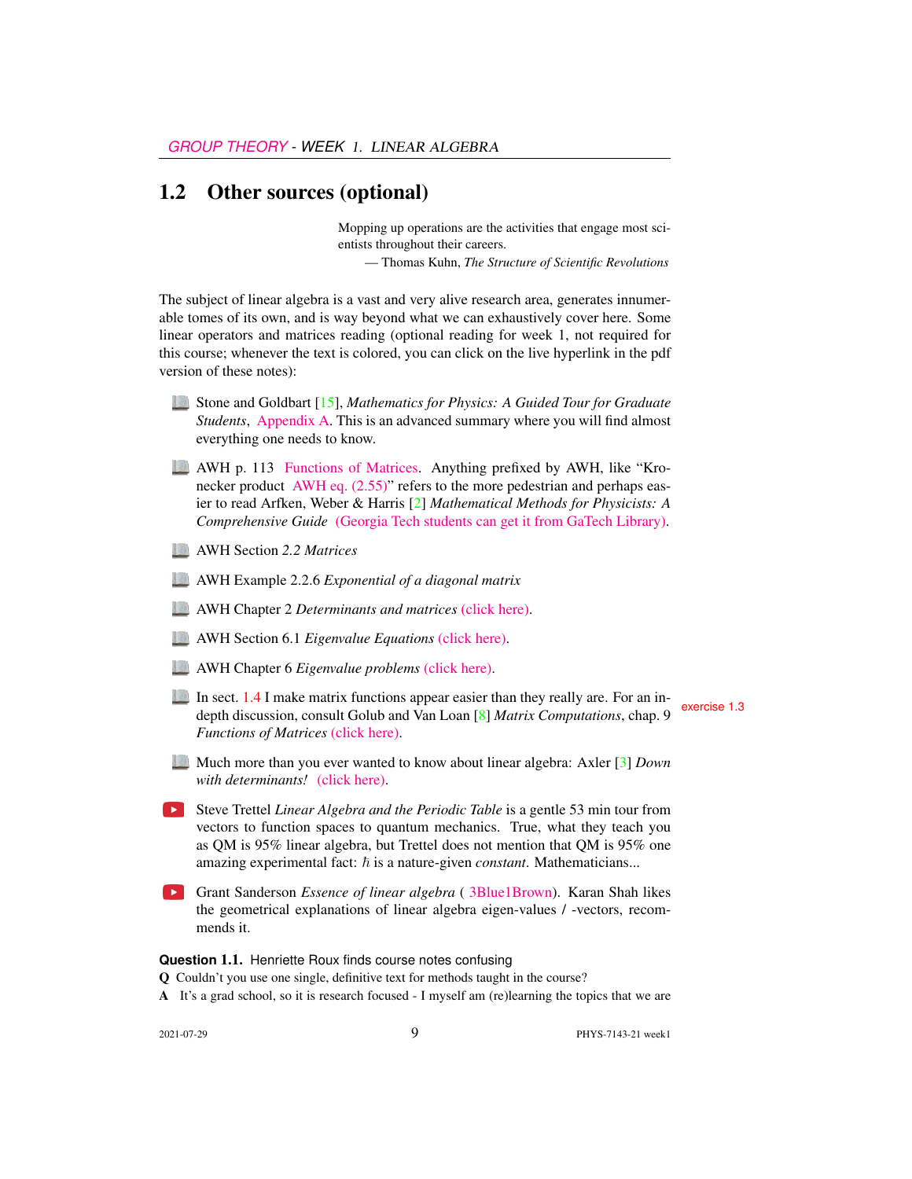## 1.2 Other sources (optional)

> Mopping up operations are the activities that engage most scientists throughout their careers.
> — Thomas Kuhn, *The Structure of Scientific Revolutions*

The subject of linear algebra is a vast and very alive research area, generates innumerable tomes of its own, and is way beyond what we can exhaustively cover here. Some linear operators and matrices reading (optional reading for week 1, not required for this course; whenever the text is colored, you can click on the live hyperlink in the pdf version of these notes):

- Stone and Goldbart [15], *Mathematics for Physics: A Guided Tour for Graduate Students*, Appendix A. This is an advanced summary where you will find almost everything one needs to know.
- AWH p. 113 Functions of Matrices. Anything prefixed by AWH, like "Kronecker product AWH eq. (2.55)" refers to the more pedestrian and perhaps easier to read Arfken, Weber & Harris [2] *Mathematical Methods for Physicists: A Comprehensive Guide* (Georgia Tech students can get it from GaTech Library).
- AWH Section 2.2 *Matrices*
- AWH Example 2.2.6 *Exponential of a diagonal matrix*
- AWH Chapter 2 *Determinants and matrices* (click here).
- AWH Section 6.1 *Eigenvalue Equations* (click here).
- AWH Chapter 6 *Eigenvalue problems* (click here).
- In sect. 1.4 I make matrix functions appear easier than they really are. For an in-depth discussion, consult Golub and Van Loan [8] *Matrix Computations*, chap. 9 *Functions of Matrices* (click here). exercise 1.3
- Much more than you ever wanted to know about linear algebra: Axler [3] *Down with determinants!* (click here).
- Steve Trettel *Linear Algebra and the Periodic Table* is a gentle 53 min tour from vectors to function spaces to quantum mechanics. True, what they teach you as QM is 95% linear algebra, but Trettel does not mention that QM is 95% one amazing experimental fact: $\hbar$ is a nature-given *constant*. Mathematicians...
- Grant Sanderson *Essence of linear algebra* ( 3Blue1Brown). Karan Shah likes the geometrical explanations of linear algebra eigen-values / -vectors, recommends it.

**Question 1.1.** Henriette Roux finds course notes confusing

**Q** Couldn't you use one single, definitive text for methods taught in the course?

**A** It's a grad school, so it is research focused - I myself am (re)learning the topics that we are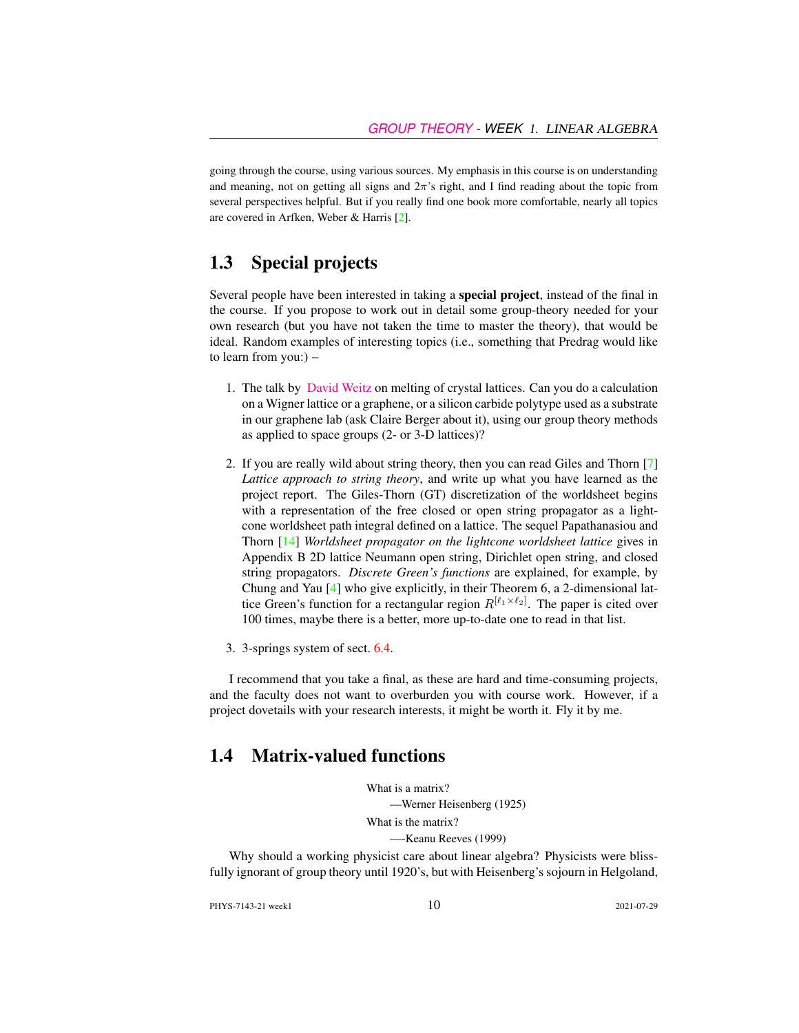going through the course, using various sources. My emphasis in this course is on understanding and meaning, not on getting all signs and $2\pi$'s right, and I find reading about the topic from several perspectives helpful. But if you really find one book more comfortable, nearly all topics are covered in Arfken, Weber & Harris [2].

## 1.3 Special projects

Several people have been interested in taking a **special project**, instead of the final in the course. If you propose to work out in detail some group-theory needed for your own research (but you have not taken the time to master the theory), that would be ideal. Random examples of interesting topics (i.e., something that Predrag would like to learn from you:) –

1. The talk by David Weitz on melting of crystal lattices. Can you do a calculation on a Wigner lattice or a graphene, or a silicon carbide polytype used as a substrate in our graphene lab (ask Claire Berger about it), using our group theory methods as applied to space groups (2- or 3-D lattices)?

2. If you are really wild about string theory, then you can read Giles and Thorn [7] *Lattice approach to string theory*, and write up what you have learned as the project report. The Giles-Thorn (GT) discretization of the worldsheet begins with a representation of the free closed or open string propagator as a light-cone worldsheet path integral defined on a lattice. The sequel Papathanasiou and Thorn [14] *Worldsheet propagator on the lightcone worldsheet lattice* gives in Appendix B 2D lattice Neumann open string, Dirichlet open string, and closed string propagators. *Discrete Green's functions* are explained, for example, by Chung and Yau [4] who give explicitly, in their Theorem 6, a 2-dimensional lattice Green's function for a rectangular region $R^{[\ell_1 \times \ell_2]}$. The paper is cited over 100 times, maybe there is a better, more up-to-date one to read in that list.

3. 3-springs system of sect. 6.4.

I recommend that you take a final, as these are hard and time-consuming projects, and the faculty does not want to overburden you with course work. However, if a project dovetails with your research interests, it might be worth it. Fly it by me.

## 1.4 Matrix-valued functions

What is a matrix?
—Werner Heisenberg (1925)

What is the matrix?
—-Keanu Reeves (1999)

Why should a working physicist care about linear algebra? Physicists were blissfully ignorant of group theory until 1920's, but with Heisenberg's sojourn in Helgoland,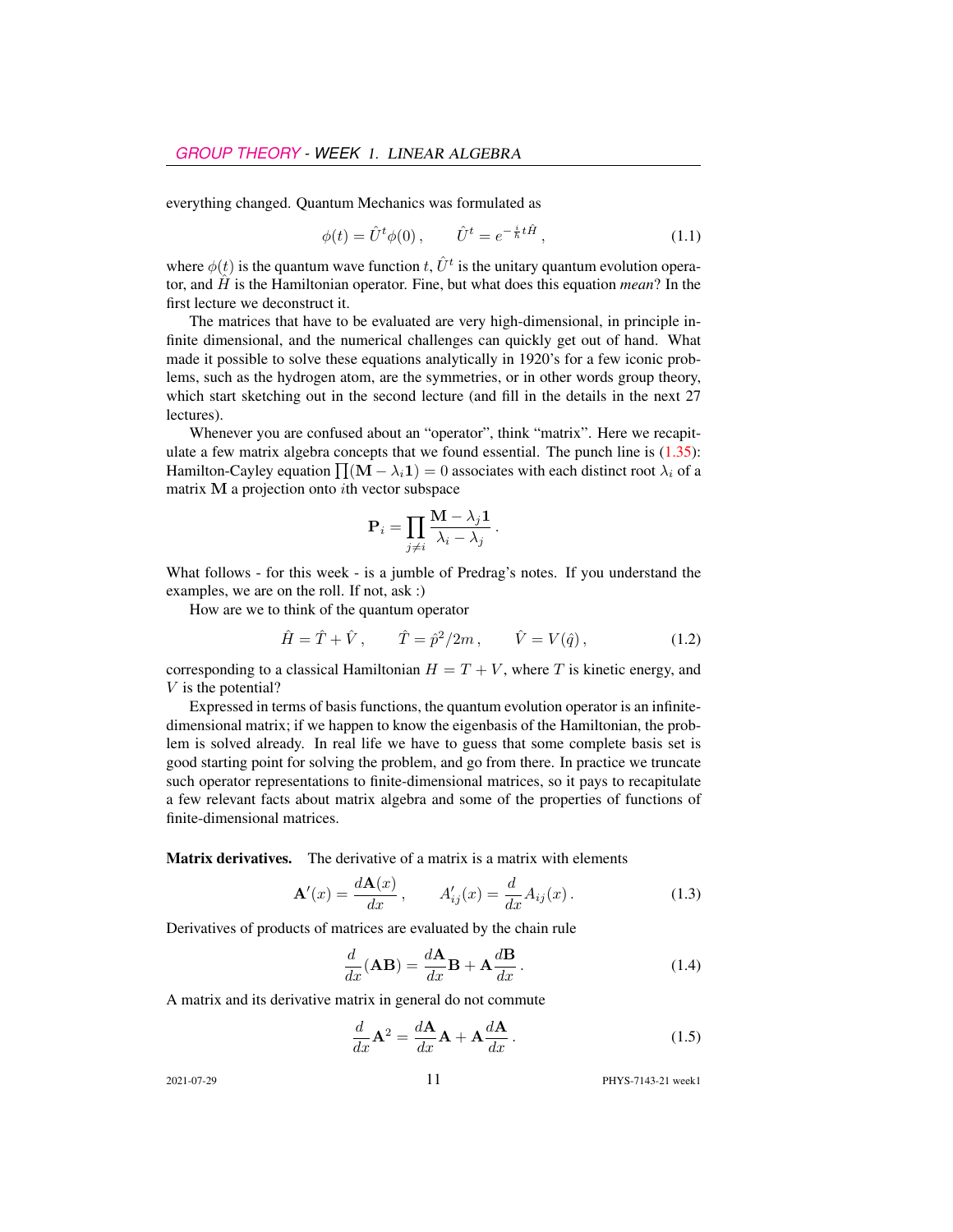everything changed. Quantum Mechanics was formulated as

$$\phi(t) = \hat{U}^t \phi(0) , \qquad \hat{U}^t = e^{-\frac{i}{\hbar} t \hat{H}} , \tag{1.1}$$

where $\phi(t)$ is the quantum wave function $t$, $\hat{U}^t$ is the unitary quantum evolution operator, and $\hat{H}$ is the Hamiltonian operator. Fine, but what does this equation *mean*? In the first lecture we deconstruct it.

The matrices that have to be evaluated are very high-dimensional, in principle infinite dimensional, and the numerical challenges can quickly get out of hand. What made it possible to solve these equations analytically in 1920's for a few iconic problems, such as the hydrogen atom, are the symmetries, or in other words group theory, which start sketching out in the second lecture (and fill in the details in the next 27 lectures).

Whenever you are confused about an "operator", think "matrix". Here we recapitulate a few matrix algebra concepts that we found essential. The punch line is (1.35): Hamilton-Cayley equation $\prod(\mathbf{M} - \lambda_i \mathbf{1}) = 0$ associates with each distinct root $\lambda_i$ of a matrix $\mathbf{M}$ a projection onto $i$th vector subspace

$$\mathbf{P}_i = \prod_{j \neq i} \frac{\mathbf{M} - \lambda_j \mathbf{1}}{\lambda_i - \lambda_j} .$$

What follows - for this week - is a jumble of Predrag's notes. If you understand the examples, we are on the roll. If not, ask :)

How are we to think of the quantum operator

$$\hat{H} = \hat{T} + \hat{V} , \qquad \hat{T} = \hat{p}^2 / 2m , \qquad \hat{V} = V(\hat{q}) , \tag{1.2}$$

corresponding to a classical Hamiltonian $H = T + V$, where $T$ is kinetic energy, and $V$ is the potential?

Expressed in terms of basis functions, the quantum evolution operator is an infinite-dimensional matrix; if we happen to know the eigenbasis of the Hamiltonian, the problem is solved already. In real life we have to guess that some complete basis set is good starting point for solving the problem, and go from there. In practice we truncate such operator representations to finite-dimensional matrices, so it pays to recapitulate a few relevant facts about matrix algebra and some of the properties of functions of finite-dimensional matrices.

**Matrix derivatives.** The derivative of a matrix is a matrix with elements

$$\mathbf{A}'(x) = \frac{d\mathbf{A}(x)}{dx} , \qquad A'_{ij}(x) = \frac{d}{dx} A_{ij}(x) . \tag{1.3}$$

Derivatives of products of matrices are evaluated by the chain rule

$$\frac{d}{dx}(\mathbf{AB}) = \frac{d\mathbf{A}}{dx}\mathbf{B} + \mathbf{A}\frac{d\mathbf{B}}{dx} . \tag{1.4}$$

A matrix and its derivative matrix in general do not commute

$$\frac{d}{dx}\mathbf{A}^2 = \frac{d\mathbf{A}}{dx}\mathbf{A} + \mathbf{A}\frac{d\mathbf{A}}{dx} . \tag{1.5}$$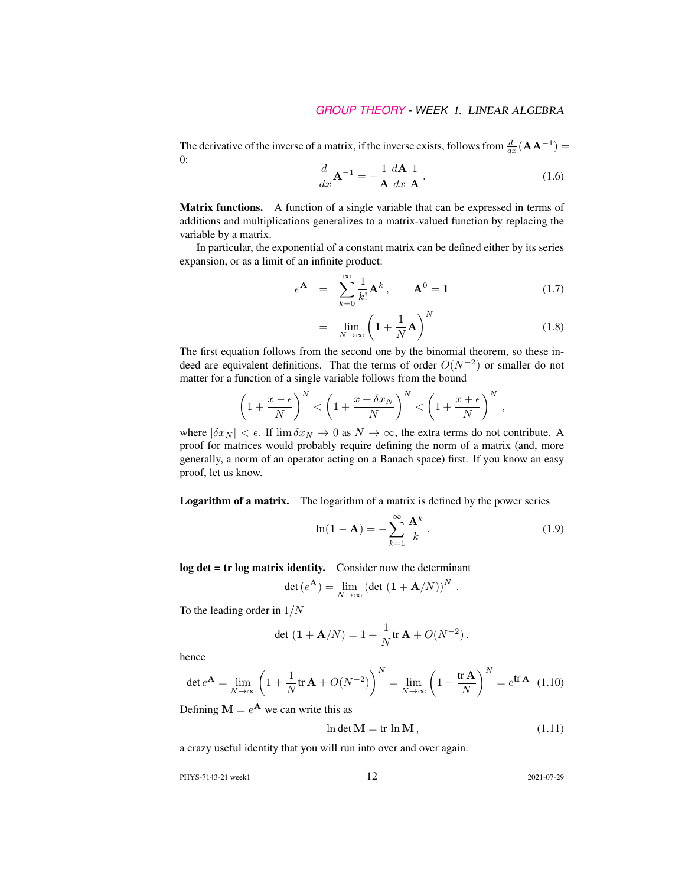The derivative of the inverse of a matrix, if the inverse exists, follows from $\frac{d}{dx}(\mathbf{A}\mathbf{A}^{-1}) = 0$:

$$\frac{d}{dx}\mathbf{A}^{-1} = -\frac{1}{\mathbf{A}}\frac{d\mathbf{A}}{dx}\frac{1}{\mathbf{A}}\,. \tag{1.6}$$

**Matrix functions.** A function of a single variable that can be expressed in terms of additions and multiplications generalizes to a matrix-valued function by replacing the variable by a matrix.

In particular, the exponential of a constant matrix can be defined either by its series expansion, or as a limit of an infinite product:

$$e^{\mathbf{A}} = \sum_{k=0}^{\infty} \frac{1}{k!}\mathbf{A}^k\,, \qquad \mathbf{A}^0 = \mathbf{1} \tag{1.7}$$

$$= \lim_{N\to\infty}\left(\mathbf{1} + \frac{1}{N}\mathbf{A}\right)^N \tag{1.8}$$

The first equation follows from the second one by the binomial theorem, so these indeed are equivalent definitions. That the terms of order $O(N^{-2})$ or smaller do not matter for a function of a single variable follows from the bound

$$\left(1+\frac{x-\epsilon}{N}\right)^N < \left(1+\frac{x+\delta x_N}{N}\right)^N < \left(1+\frac{x+\epsilon}{N}\right)^N ,$$

where $|\delta x_N| < \epsilon$. If $\lim \delta x_N \to 0$ as $N \to \infty$, the extra terms do not contribute. A proof for matrices would probably require defining the norm of a matrix (and, more generally, a norm of an operator acting on a Banach space) first. If you know an easy proof, let us know.

**Logarithm of a matrix.** The logarithm of a matrix is defined by the power series

$$\ln(\mathbf{1}-\mathbf{A}) = -\sum_{k=1}^{\infty}\frac{\mathbf{A}^k}{k}\,. \tag{1.9}$$

**log det = tr log matrix identity.** Consider now the determinant

$$\det\left(e^{\mathbf{A}}\right) = \lim_{N\to\infty}\left(\det\left(\mathbf{1}+\mathbf{A}/N\right)\right)^N .$$

To the leading order in $1/N$

$$\det\left(\mathbf{1}+\mathbf{A}/N\right) = 1 + \frac{1}{N}\mathrm{tr}\,\mathbf{A} + O(N^{-2})\,.$$

hence

$$\det e^{\mathbf{A}} = \lim_{N\to\infty}\left(1+\frac{1}{N}\mathrm{tr}\,\mathbf{A} + O(N^{-2})\right)^N = \lim_{N\to\infty}\left(1+\frac{\mathrm{tr}\,\mathbf{A}}{N}\right)^N = e^{\mathrm{tr}\,\mathbf{A}} \tag{1.10}$$

Defining $\mathbf{M} = e^{\mathbf{A}}$ we can write this as

$$\ln\det\mathbf{M} = \mathrm{tr}\,\ln\mathbf{M}\,, \tag{1.11}$$

a crazy useful identity that you will run into over and over again.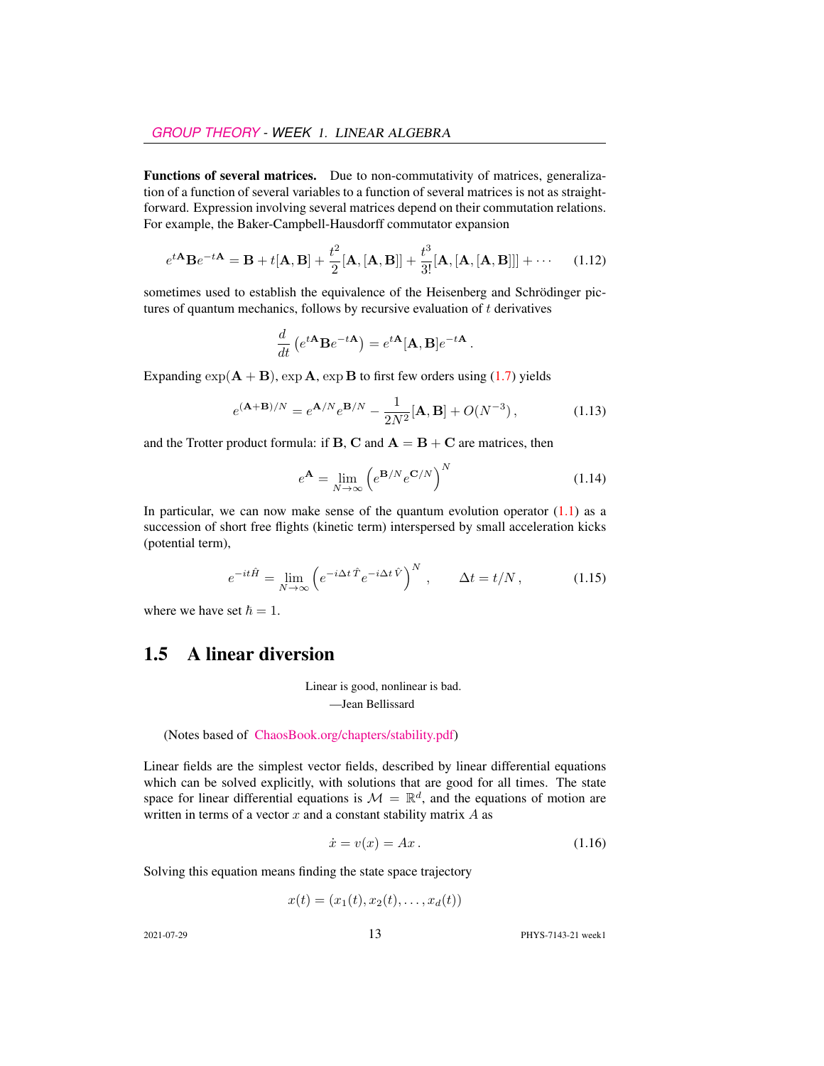**Functions of several matrices.** Due to non-commutativity of matrices, generalization of a function of several variables to a function of several matrices is not as straightforward. Expression involving several matrices depend on their commutation relations. For example, the Baker-Campbell-Hausdorff commutator expansion

$$e^{t\mathbf{A}}\mathbf{B}e^{-t\mathbf{A}} = \mathbf{B} + t[\mathbf{A},\mathbf{B}] + \frac{t^2}{2}[\mathbf{A},[\mathbf{A},\mathbf{B}]] + \frac{t^3}{3!}[\mathbf{A},[\mathbf{A},[\mathbf{A},\mathbf{B}]]] + \cdots \tag{1.12}$$

sometimes used to establish the equivalence of the Heisenberg and Schrödinger pictures of quantum mechanics, follows by recursive evaluation of $t$ derivatives

$$\frac{d}{dt}\left(e^{t\mathbf{A}}\mathbf{B}e^{-t\mathbf{A}}\right) = e^{t\mathbf{A}}[\mathbf{A},\mathbf{B}]e^{-t\mathbf{A}}\,.$$

Expanding $\exp(\mathbf{A}+\mathbf{B})$, $\exp \mathbf{A}$, $\exp \mathbf{B}$ to first few orders using (1.7) yields

$$e^{(\mathbf{A}+\mathbf{B})/N} = e^{\mathbf{A}/N}e^{\mathbf{B}/N} - \frac{1}{2N^2}[\mathbf{A},\mathbf{B}] + O(N^{-3})\,, \tag{1.13}$$

and the Trotter product formula: if $\mathbf{B}$, $\mathbf{C}$ and $\mathbf{A} = \mathbf{B}+\mathbf{C}$ are matrices, then

$$e^{\mathbf{A}} = \lim_{N\to\infty}\left(e^{\mathbf{B}/N}e^{\mathbf{C}/N}\right)^N \tag{1.14}$$

In particular, we can now make sense of the quantum evolution operator (1.1) as a succession of short free flights (kinetic term) interspersed by small acceleration kicks (potential term),

$$e^{-it\hat{H}} = \lim_{N\to\infty}\left(e^{-i\Delta t\,\hat{T}}e^{-i\Delta t\,\hat{V}}\right)^N\,, \qquad \Delta t = t/N\,, \tag{1.15}$$

where we have set $\hbar = 1$.

## 1.5 A linear diversion

Linear is good, nonlinear is bad.
—Jean Bellissard

(Notes based of ChaosBook.org/chapters/stability.pdf)

Linear fields are the simplest vector fields, described by linear differential equations which can be solved explicitly, with solutions that are good for all times. The state space for linear differential equations is $\mathcal{M} = \mathbb{R}^d$, and the equations of motion are written in terms of a vector $x$ and a constant stability matrix $A$ as

$$\dot{x} = v(x) = Ax\,. \tag{1.16}$$

Solving this equation means finding the state space trajectory

$$x(t) = (x_1(t), x_2(t), \ldots, x_d(t))$$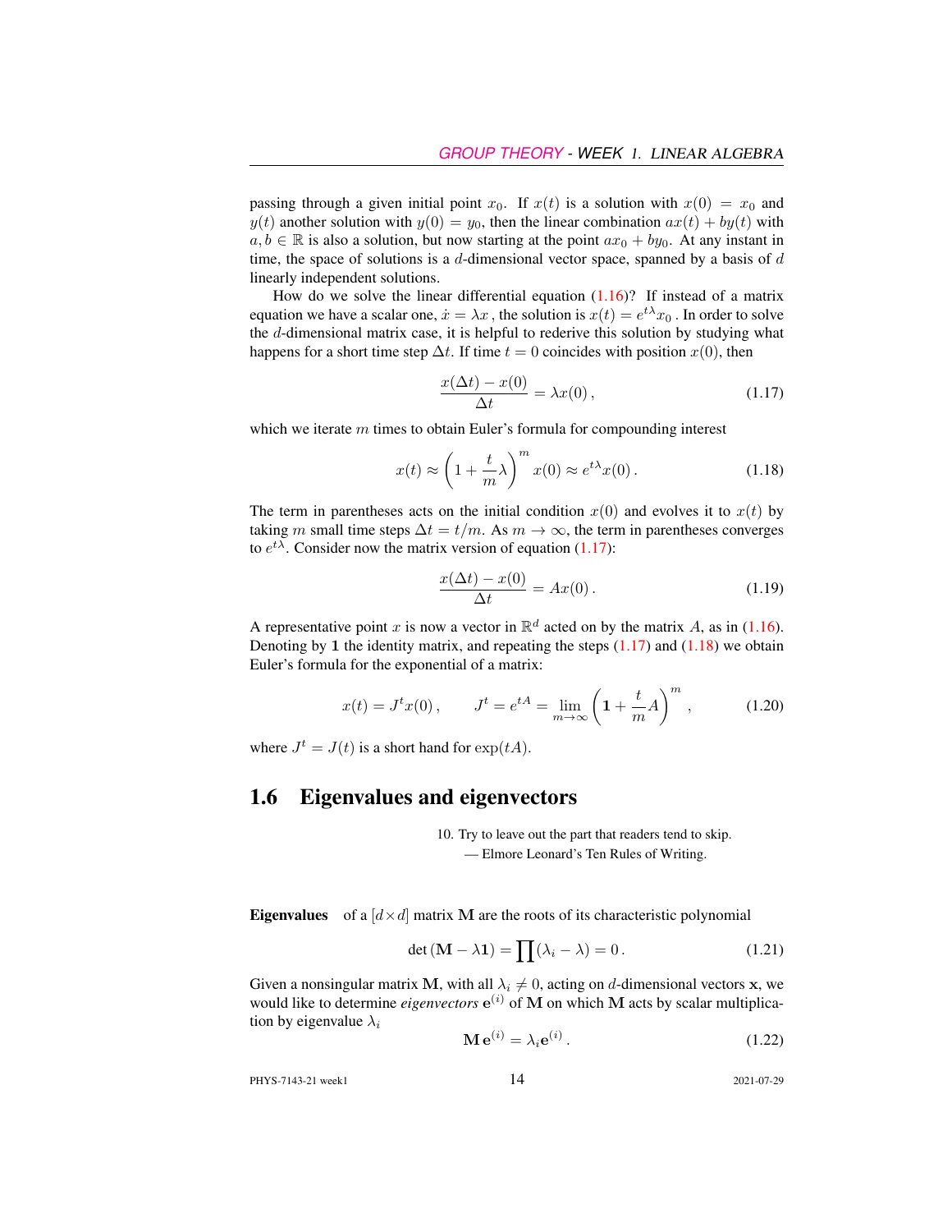passing through a given initial point $x_0$. If $x(t)$ is a solution with $x(0) = x_0$ and $y(t)$ another solution with $y(0) = y_0$, then the linear combination $ax(t) + by(t)$ with $a, b \in \mathbb{R}$ is also a solution, but now starting at the point $ax_0 + by_0$. At any instant in time, the space of solutions is a $d$-dimensional vector space, spanned by a basis of $d$ linearly independent solutions.

How do we solve the linear differential equation (1.16)? If instead of a matrix equation we have a scalar one, $\dot{x} = \lambda x$ , the solution is $x(t) = e^{t\lambda} x_0$ . In order to solve the $d$-dimensional matrix case, it is helpful to rederive this solution by studying what happens for a short time step $\Delta t$. If time $t = 0$ coincides with position $x(0)$, then

$$\frac{x(\Delta t) - x(0)}{\Delta t} = \lambda x(0)\,, \tag{1.17}$$

which we iterate $m$ times to obtain Euler's formula for compounding interest

$$x(t) \approx \left(1 + \frac{t}{m}\lambda\right)^m x(0) \approx e^{t\lambda} x(0)\,. \tag{1.18}$$

The term in parentheses acts on the initial condition $x(0)$ and evolves it to $x(t)$ by taking $m$ small time steps $\Delta t = t/m$. As $m \to \infty$, the term in parentheses converges to $e^{t\lambda}$. Consider now the matrix version of equation (1.17):

$$\frac{x(\Delta t) - x(0)}{\Delta t} = A x(0)\,. \tag{1.19}$$

A representative point $x$ is now a vector in $\mathbb{R}^d$ acted on by the matrix $A$, as in (1.16). Denoting by $\mathbf{1}$ the identity matrix, and repeating the steps (1.17) and (1.18) we obtain Euler's formula for the exponential of a matrix:

$$x(t) = J^t x(0)\,, \qquad J^t = e^{tA} = \lim_{m\to\infty} \left(\mathbf{1} + \frac{t}{m}A\right)^m\,, \tag{1.20}$$

where $J^t = J(t)$ is a short hand for $\exp(tA)$.

## 1.6 Eigenvalues and eigenvectors

> 10. Try to leave out the part that readers tend to skip.
> — Elmore Leonard's Ten Rules of Writing.

**Eigenvalues** of a $[d \times d]$ matrix $\mathbf{M}$ are the roots of its characteristic polynomial

$$\det(\mathbf{M} - \lambda \mathbf{1}) = \prod (\lambda_i - \lambda) = 0\,. \tag{1.21}$$

Given a nonsingular matrix $\mathbf{M}$, with all $\lambda_i \neq 0$, acting on $d$-dimensional vectors $\mathbf{x}$, we would like to determine *eigenvectors* $\mathbf{e}^{(i)}$ of $\mathbf{M}$ on which $\mathbf{M}$ acts by scalar multiplication by eigenvalue $\lambda_i$

$$\mathbf{M}\,\mathbf{e}^{(i)} = \lambda_i \mathbf{e}^{(i)}\,. \tag{1.22}$$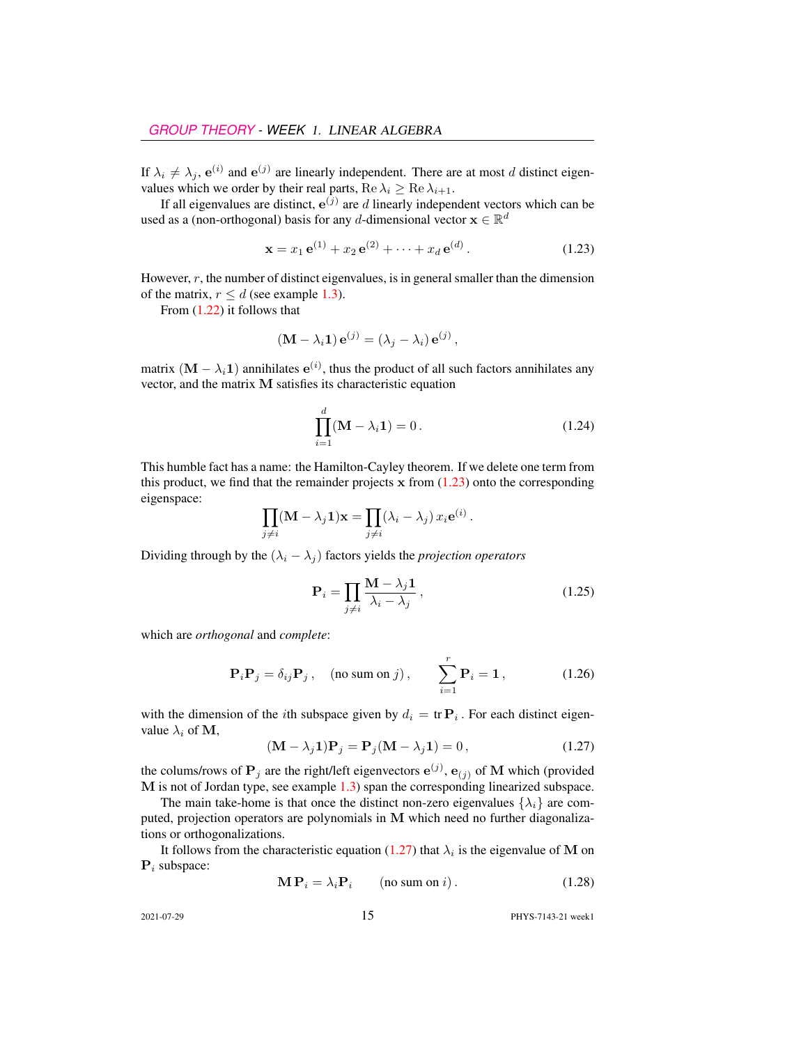If $\lambda_i \neq \lambda_j$, $\mathbf{e}^{(i)}$ and $\mathbf{e}^{(j)}$ are linearly independent. There are at most $d$ distinct eigenvalues which we order by their real parts, $\mathrm{Re}\,\lambda_i \geq \mathrm{Re}\,\lambda_{i+1}$.

If all eigenvalues are distinct, $\mathbf{e}^{(j)}$ are $d$ linearly independent vectors which can be used as a (non-orthogonal) basis for any $d$-dimensional vector $\mathbf{x} \in \mathbb{R}^d$

$$
\mathbf{x} = x_1\,\mathbf{e}^{(1)} + x_2\,\mathbf{e}^{(2)} + \cdots + x_d\,\mathbf{e}^{(d)}\,. \tag{1.23}
$$

However, $r$, the number of distinct eigenvalues, is in general smaller than the dimension of the matrix, $r \leq d$ (see example 1.3).

From (1.22) it follows that

$$
(\mathbf{M} - \lambda_i \mathbf{1})\,\mathbf{e}^{(j)} = (\lambda_j - \lambda_i)\,\mathbf{e}^{(j)}\,,
$$

matrix $(\mathbf{M} - \lambda_i \mathbf{1})$ annihilates $\mathbf{e}^{(i)}$, thus the product of all such factors annihilates any vector, and the matrix $\mathbf{M}$ satisfies its characteristic equation

$$
\prod_{i=1}^{d} (\mathbf{M} - \lambda_i \mathbf{1}) = 0\,. \tag{1.24}
$$

This humble fact has a name: the Hamilton-Cayley theorem. If we delete one term from this product, we find that the remainder projects $\mathbf{x}$ from (1.23) onto the corresponding eigenspace:

$$
\prod_{j \neq i} (\mathbf{M} - \lambda_j \mathbf{1})\mathbf{x} = \prod_{j \neq i} (\lambda_i - \lambda_j)\,x_i \mathbf{e}^{(i)}\,.
$$

Dividing through by the $(\lambda_i - \lambda_j)$ factors yields the *projection operators*

$$
\mathbf{P}_i = \prod_{j \neq i} \frac{\mathbf{M} - \lambda_j \mathbf{1}}{\lambda_i - \lambda_j}\,, \tag{1.25}
$$

which are *orthogonal* and *complete*:

$$
\mathbf{P}_i \mathbf{P}_j = \delta_{ij} \mathbf{P}_j\,, \quad \text{(no sum on } j)\,, \qquad \sum_{i=1}^{r} \mathbf{P}_i = \mathbf{1}\,, \tag{1.26}
$$

with the dimension of the $i$th subspace given by $d_i = \mathrm{tr}\,\mathbf{P}_i$. For each distinct eigenvalue $\lambda_i$ of $\mathbf{M}$,

$$
(\mathbf{M} - \lambda_j \mathbf{1})\mathbf{P}_j = \mathbf{P}_j(\mathbf{M} - \lambda_j \mathbf{1}) = 0\,, \tag{1.27}
$$

the colums/rows of $\mathbf{P}_j$ are the right/left eigenvectors $\mathbf{e}^{(j)}$, $\mathbf{e}_{(j)}$ of $\mathbf{M}$ which (provided $\mathbf{M}$ is not of Jordan type, see example 1.3) span the corresponding linearized subspace.

The main take-home is that once the distinct non-zero eigenvalues $\{\lambda_i\}$ are computed, projection operators are polynomials in $\mathbf{M}$ which need no further diagonalizations or orthogonalizations.

It follows from the characteristic equation (1.27) that $\lambda_i$ is the eigenvalue of $\mathbf{M}$ on $\mathbf{P}_i$ subspace:

$$
\mathbf{M}\,\mathbf{P}_i = \lambda_i \mathbf{P}_i \qquad \text{(no sum on } i)\,. \tag{1.28}
$$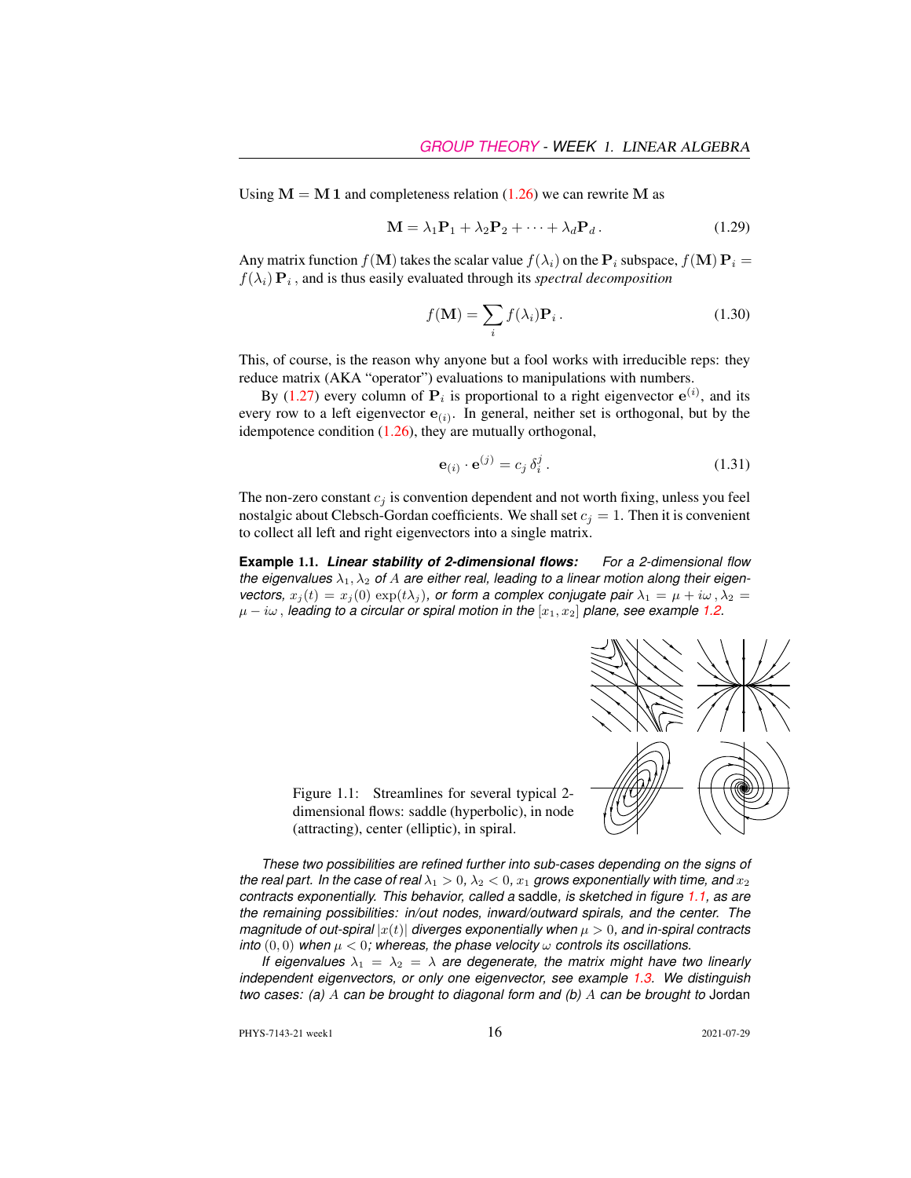Using $\mathbf{M} = \mathbf{M}\,\mathbf{1}$ and completeness relation (1.26) we can rewrite $\mathbf{M}$ as

$$\mathbf{M} = \lambda_1 \mathbf{P}_1 + \lambda_2 \mathbf{P}_2 + \cdots + \lambda_d \mathbf{P}_d \,. \tag{1.29}$$

Any matrix function $f(\mathbf{M})$ takes the scalar value $f(\lambda_i)$ on the $\mathbf{P}_i$ subspace, $f(\mathbf{M})\,\mathbf{P}_i = f(\lambda_i)\,\mathbf{P}_i$ , and is thus easily evaluated through its *spectral decomposition*

$$f(\mathbf{M}) = \sum_i f(\lambda_i) \mathbf{P}_i \,. \tag{1.30}$$

This, of course, is the reason why anyone but a fool works with irreducible reps: they reduce matrix (AKA "operator") evaluations to manipulations with numbers.

By (1.27) every column of $\mathbf{P}_i$ is proportional to a right eigenvector $\mathbf{e}^{(i)}$, and its every row to a left eigenvector $\mathbf{e}_{(i)}$. In general, neither set is orthogonal, but by the idempotence condition (1.26), they are mutually orthogonal,

$$\mathbf{e}_{(i)} \cdot \mathbf{e}^{(j)} = c_j \, \delta_i^j \,. \tag{1.31}$$

The non-zero constant $c_j$ is convention dependent and not worth fixing, unless you feel nostalgic about Clebsch-Gordan coefficients. We shall set $c_j = 1$. Then it is convenient to collect all left and right eigenvectors into a single matrix.

**Example 1.1.** ***Linear stability of 2-dimensional flows:*** *For a 2-dimensional flow the eigenvalues $\lambda_1, \lambda_2$ of $A$ are either real, leading to a linear motion along their eigenvectors, $x_j(t) = x_j(0)\,\exp(t\lambda_j)$, or form a complex conjugate pair $\lambda_1 = \mu + i\omega\,, \lambda_2 = \mu - i\omega\,$, leading to a circular or spiral motion in the $[x_1, x_2]$ plane, see example 1.2.*

Figure 1.1: Streamlines for several typical 2-dimensional flows: saddle (hyperbolic), in node (attracting), center (elliptic), in spiral.

*These two possibilities are refined further into sub-cases depending on the signs of the real part. In the case of real $\lambda_1 > 0$, $\lambda_2 < 0$, $x_1$ grows exponentially with time, and $x_2$ contracts exponentially. This behavior, called a* saddle, *is sketched in figure 1.1, as are the remaining possibilities: in/out nodes, inward/outward spirals, and the center. The magnitude of out-spiral $|x(t)|$ diverges exponentially when $\mu > 0$, and in-spiral contracts into $(0,0)$ when $\mu < 0$; whereas, the phase velocity $\omega$ controls its oscillations.*

*If eigenvalues $\lambda_1 = \lambda_2 = \lambda$ are degenerate, the matrix might have two linearly independent eigenvectors, or only one eigenvector, see example 1.3. We distinguish two cases: (a) $A$ can be brought to diagonal form and (b) $A$ can be brought to* Jordan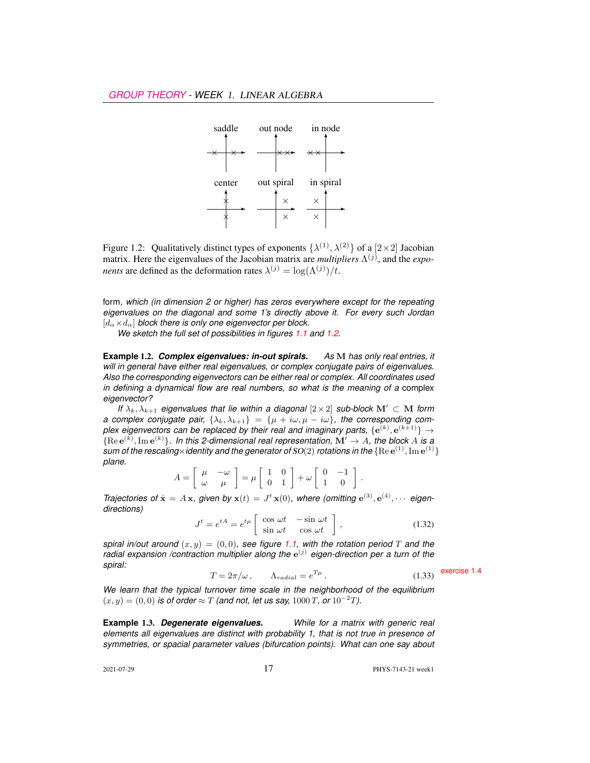saddle out node in node

center out spiral in spiral

Figure 1.2: Qualitatively distinct types of exponents $\{\lambda^{(1)}, \lambda^{(2)}\}$ of a $[2\times 2]$ Jacobian matrix. Here the eigenvalues of the Jacobian matrix are *multipliers* $\Lambda^{(j)}$, and the *exponents* are defined as the deformation rates $\lambda^{(j)} = \log(\Lambda^{(j)})/t$.

form, *which (in dimension 2 or higher) has zeros everywhere except for the repeating eigenvalues on the diagonal and some 1's directly above it. For every such Jordan* $[d_\alpha \times d_\alpha]$ *block there is only one eigenvector per block.*

*We sketch the full set of possibilities in figures 1.1 and 1.2.*

**Example 1.2.** ***Complex eigenvalues: in-out spirals.*** *As* $\mathbf{M}$ *has only real entries, it will in general have either real eigenvalues, or complex conjugate pairs of eigenvalues. Also the corresponding eigenvectors can be either real or complex. All coordinates used in defining a dynamical flow are real numbers, so what is the meaning of a* complex *eigenvector?*

*If* $\lambda_k, \lambda_{k+1}$ *eigenvalues that lie within a diagonal* $[2\times 2]$ *sub-block* $\mathbf{M}' \subset \mathbf{M}$ *form a complex conjugate pair,* $\{\lambda_k, \lambda_{k+1}\} = \{\mu + i\omega, \mu - i\omega\}$*, the corresponding complex eigenvectors can be replaced by their real and imaginary parts,* $\{\mathbf{e}^{(k)}, \mathbf{e}^{(k+1)}\} \to \{\mathrm{Re}\,\mathbf{e}^{(k)}, \mathrm{Im}\,\mathbf{e}^{(k)}\}$*. In this 2-dimensional real representation,* $\mathbf{M}' \to A$*, the block* $A$ *is a sum of the rescaling×identity and the generator of* $SO(2)$ *rotations in the* $\{\mathrm{Re}\,\mathbf{e}^{(1)}, \mathrm{Im}\,\mathbf{e}^{(1)}\}$ *plane.*

$$A = \begin{bmatrix} \mu & -\omega \\ \omega & \mu \end{bmatrix} = \mu \begin{bmatrix} 1 & 0 \\ 0 & 1 \end{bmatrix} + \omega \begin{bmatrix} 0 & -1 \\ 1 & 0 \end{bmatrix}.$$

*Trajectories of* $\dot{\mathbf{x}} = A\,\mathbf{x}$*, given by* $\mathbf{x}(t) = J^t\,\mathbf{x}(0)$*, where (omitting* $\mathbf{e}^{(3)}, \mathbf{e}^{(4)}, \cdots$ *eigen-directions)*

$$J^t = e^{tA} = e^{t\mu} \begin{bmatrix} \cos\,\omega t & -\sin\,\omega t \\ \sin\,\omega t & \cos\,\omega t \end{bmatrix}, \tag{1.32}$$

*spiral in/out around* $(x, y) = (0, 0)$*, see figure 1.1, with the rotation period* $T$ *and the radial expansion /contraction multiplier along the* $\mathbf{e}^{(j)}$ *eigen-direction per a turn of the spiral:*

$$T = 2\pi/\omega\,, \qquad \Lambda_{radial} = e^{T\mu}\,. \tag{1.33}$$

exercise 1.4

*We learn that the typical turnover time scale in the neighborhood of the equilibrium* $(x, y) = (0, 0)$ *is of order* $\approx T$ *(and not, let us say,* $1000\,T$*, or* $10^{-2}T$*).*

**Example 1.3.** ***Degenerate eigenvalues.*** *While for a matrix with generic real elements all eigenvalues are distinct with probability 1, that is not true in presence of symmetries, or spacial parameter values (bifurcation points). What can one say about*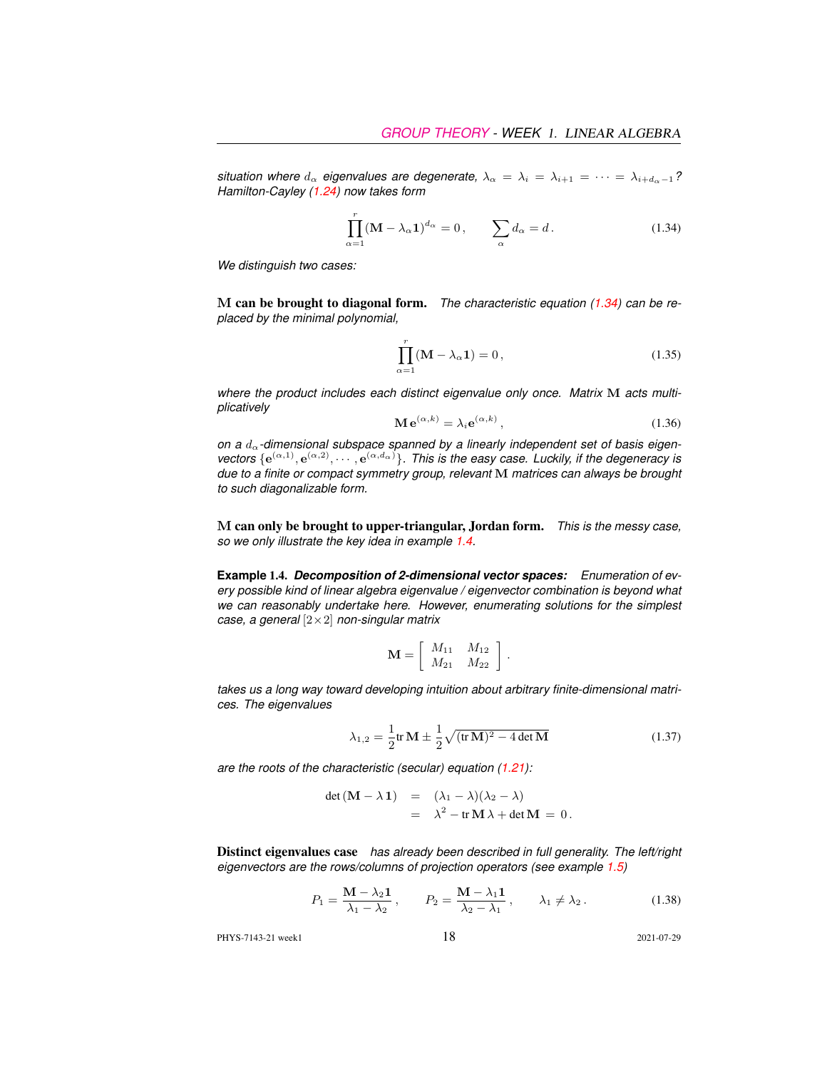*situation where $d_\alpha$ eigenvalues are degenerate, $\lambda_\alpha = \lambda_i = \lambda_{i+1} = \cdots = \lambda_{i+d_\alpha-1}$? Hamilton-Cayley (1.24) now takes form*

$$\prod_{\alpha=1}^{r} (\mathbf{M} - \lambda_\alpha \mathbf{1})^{d_\alpha} = 0 \,, \qquad \sum_\alpha d_\alpha = d \,. \tag{1.34}$$

*We distinguish two cases:*

**M can be brought to diagonal form.** *The characteristic equation (1.34) can be replaced by the minimal polynomial,*

$$\prod_{\alpha=1}^{r} (\mathbf{M} - \lambda_\alpha \mathbf{1}) = 0 \,, \tag{1.35}$$

*where the product includes each distinct eigenvalue only once. Matrix $\mathbf{M}$ acts multiplicatively*

$$\mathbf{M}\,\mathbf{e}^{(\alpha,k)} = \lambda_i \mathbf{e}^{(\alpha,k)} \,, \tag{1.36}$$

*on a $d_\alpha$-dimensional subspace spanned by a linearly independent set of basis eigenvectors $\{\mathbf{e}^{(\alpha,1)}, \mathbf{e}^{(\alpha,2)}, \cdots, \mathbf{e}^{(\alpha,d_\alpha)}\}$. This is the easy case. Luckily, if the degeneracy is due to a finite or compact symmetry group, relevant $\mathbf{M}$ matrices can always be brought to such diagonalizable form.*

**M can only be brought to upper-triangular, Jordan form.** *This is the messy case, so we only illustrate the key idea in example 1.4.*

**Example 1.4.** ***Decomposition of 2-dimensional vector spaces:*** *Enumeration of every possible kind of linear algebra eigenvalue / eigenvector combination is beyond what we can reasonably undertake here. However, enumerating solutions for the simplest case, a general $[2\times 2]$ non-singular matrix*

$$\mathbf{M} = \begin{bmatrix} M_{11} & M_{12} \\ M_{21} & M_{22} \end{bmatrix} .$$

*takes us a long way toward developing intuition about arbitrary finite-dimensional matrices. The eigenvalues*

$$\lambda_{1,2} = \frac{1}{2}\mathrm{tr}\,\mathbf{M} \pm \frac{1}{2}\sqrt{(\mathrm{tr}\,\mathbf{M})^2 - 4\det\mathbf{M}} \tag{1.37}$$

*are the roots of the characteristic (secular) equation (1.21):*

$$\begin{aligned} \det(\mathbf{M} - \lambda\,\mathbf{1}) &= (\lambda_1 - \lambda)(\lambda_2 - \lambda) \\ &= \lambda^2 - \mathrm{tr}\,\mathbf{M}\,\lambda + \det\mathbf{M} \,=\, 0 \,. \end{aligned}$$

**Distinct eigenvalues case** *has already been described in full generality. The left/right eigenvectors are the rows/columns of projection operators (see example 1.5)*

$$P_1 = \frac{\mathbf{M} - \lambda_2 \mathbf{1}}{\lambda_1 - \lambda_2} \,, \qquad P_2 = \frac{\mathbf{M} - \lambda_1 \mathbf{1}}{\lambda_2 - \lambda_1} \,, \qquad \lambda_1 \neq \lambda_2 \,. \tag{1.38}$$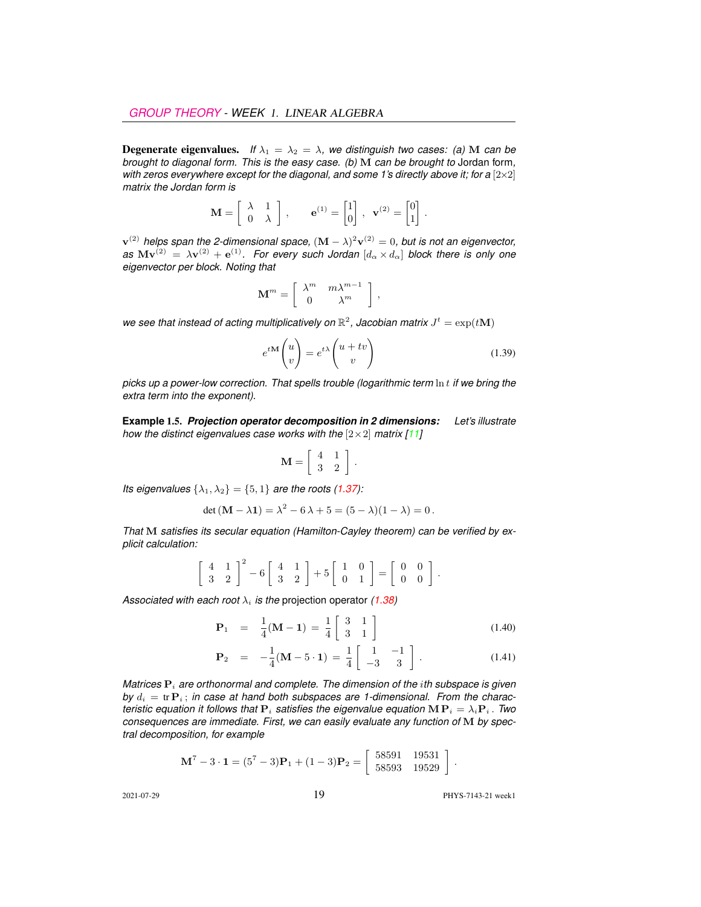**Degenerate eigenvalues.** *If $\lambda_1 = \lambda_2 = \lambda$, we distinguish two cases: (a) $\mathbf{M}$ can be brought to diagonal form. This is the easy case. (b) $\mathbf{M}$ can be brought to* Jordan form*, with zeros everywhere except for the diagonal, and some 1's directly above it; for a $[2\times2]$ matrix the Jordan form is*

$$
\mathbf{M} = \left[\begin{array}{cc} \lambda & 1 \\ 0 & \lambda \end{array}\right] , \qquad \mathbf{e}^{(1)} = \begin{bmatrix} 1 \\ 0 \end{bmatrix} , \; \mathbf{v}^{(2)} = \begin{bmatrix} 0 \\ 1 \end{bmatrix} .
$$

*$\mathbf{v}^{(2)}$ helps span the 2-dimensional space, $(\mathbf{M}-\lambda)^2\mathbf{v}^{(2)} = 0$, but is not an eigenvector, as $\mathbf{M}\mathbf{v}^{(2)} = \lambda\mathbf{v}^{(2)} + \mathbf{e}^{(1)}$. For every such Jordan $[d_\alpha \times d_\alpha]$ block there is only one eigenvector per block. Noting that*

$$
\mathbf{M}^m = \left[\begin{array}{cc} \lambda^m & m\lambda^{m-1} \\ 0 & \lambda^m \end{array}\right] ,
$$

*we see that instead of acting multiplicatively on $\mathbb{R}^2$, Jacobian matrix $J^t = \exp(t\mathbf{M})$*

$$
e^{t\mathbf{M}} \begin{pmatrix} u \\ v \end{pmatrix} = e^{t\lambda} \begin{pmatrix} u + tv \\ v \end{pmatrix} \tag{1.39}
$$

*picks up a power-low correction. That spells trouble (logarithmic term $\ln t$ if we bring the extra term into the exponent).*

**Example 1.5.** ***Projection operator decomposition in 2 dimensions:*** *Let's illustrate how the distinct eigenvalues case works with the $[2\times2]$ matrix [11]*

$$
\mathbf{M} = \left[\begin{array}{cc} 4 & 1 \\ 3 & 2 \end{array}\right] .
$$

*Its eigenvalues $\{\lambda_1, \lambda_2\} = \{5, 1\}$ are the roots (1.37):*

$$
\det(\mathbf{M} - \lambda\mathbf{1}) = \lambda^2 - 6\,\lambda + 5 = (5 - \lambda)(1 - \lambda) = 0 .
$$

*That $\mathbf{M}$ satisfies its secular equation (Hamilton-Cayley theorem) can be verified by explicit calculation:*

$$
\left[\begin{array}{cc} 4 & 1 \\ 3 & 2 \end{array}\right]^2 - 6 \left[\begin{array}{cc} 4 & 1 \\ 3 & 2 \end{array}\right] + 5 \left[\begin{array}{cc} 1 & 0 \\ 0 & 1 \end{array}\right] = \left[\begin{array}{cc} 0 & 0 \\ 0 & 0 \end{array}\right] .
$$

*Associated with each root $\lambda_i$ is the* projection operator *(1.38)*

$$
\mathbf{P}_1 \;=\; \frac{1}{4}(\mathbf{M} - \mathbf{1}) \;=\; \frac{1}{4} \left[\begin{array}{cc} 3 & 1 \\ 3 & 1 \end{array}\right] \tag{1.40}
$$

$$
\mathbf{P}_2 \;=\; -\frac{1}{4}(\mathbf{M} - 5\cdot\mathbf{1}) \;=\; \frac{1}{4} \left[\begin{array}{cc} 1 & -1 \\ -3 & 3 \end{array}\right] . \tag{1.41}
$$

*Matrices $\mathbf{P}_i$ are orthonormal and complete. The dimension of the $i$th subspace is given by $d_i = \operatorname{tr}\mathbf{P}_i$; in case at hand both subspaces are 1-dimensional. From the characteristic equation it follows that $\mathbf{P}_i$ satisfies the eigenvalue equation $\mathbf{M}\,\mathbf{P}_i = \lambda_i\mathbf{P}_i$. Two consequences are immediate. First, we can easily evaluate any function of $\mathbf{M}$ by spectral decomposition, for example*

$$
\mathbf{M}^7 - 3\cdot\mathbf{1} = (5^7 - 3)\mathbf{P}_1 + (1 - 3)\mathbf{P}_2 = \left[\begin{array}{cc} 58591 & 19531 \\ 58593 & 19529 \end{array}\right] .
$$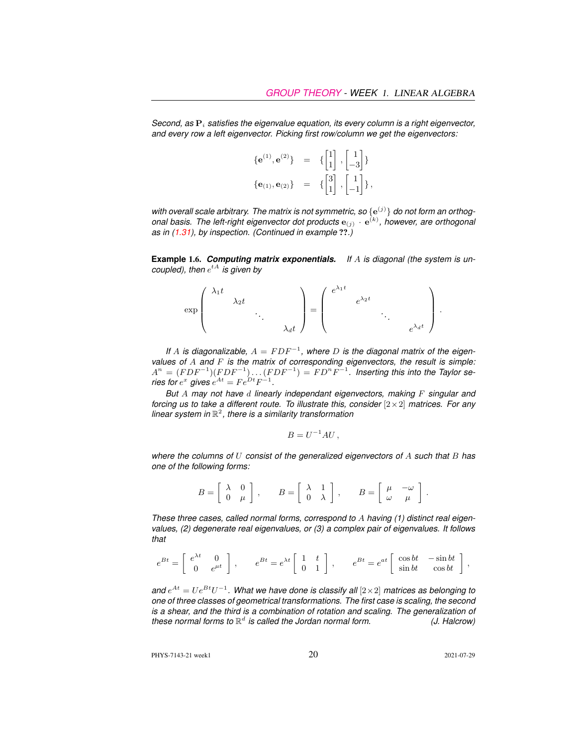*Second, as $\mathbf{P}_i$ satisfies the eigenvalue equation, its every column is a right eigenvector, and every row a left eigenvector. Picking first row/column we get the eigenvectors:*

$$
\begin{aligned}
\{\mathbf{e}^{(1)}, \mathbf{e}^{(2)}\} &= \{\begin{bmatrix}1\\1\end{bmatrix}, \begin{bmatrix}1\\-3\end{bmatrix}\} \\
\{\mathbf{e}_{(1)}, \mathbf{e}_{(2)}\} &= \{\begin{bmatrix}3\\1\end{bmatrix}, \begin{bmatrix}1\\-1\end{bmatrix}\},
\end{aligned}
$$

*with overall scale arbitrary. The matrix is not symmetric, so $\{\mathbf{e}^{(j)}\}$ do not form an orthogonal basis. The left-right eigenvector dot products $\mathbf{e}_{(j)} \cdot \mathbf{e}^{(k)}$, however, are orthogonal as in (1.31), by inspection. (Continued in example ??.)*

**Example 1.6.** ***Computing matrix exponentials.*** *If $A$ is diagonal (the system is uncoupled), then $e^{tA}$ is given by*

$$
\exp\begin{pmatrix} \lambda_1 t & & & \\ & \lambda_2 t & & \\ & & \ddots & \\ & & & \lambda_d t \end{pmatrix} = \begin{pmatrix} e^{\lambda_1 t} & & & \\ & e^{\lambda_2 t} & & \\ & & \ddots & \\ & & & e^{\lambda_d t} \end{pmatrix}.
$$

*If $A$ is diagonalizable, $A = FDF^{-1}$, where $D$ is the diagonal matrix of the eigenvalues of $A$ and $F$ is the matrix of corresponding eigenvectors, the result is simple: $A^n = (FDF^{-1})(FDF^{-1})\ldots(FDF^{-1}) = FD^nF^{-1}$. Inserting this into the Taylor series for $e^x$ gives $e^{At} = Fe^{Dt}F^{-1}$.*

*But $A$ may not have $d$ linearly independant eigenvectors, making $F$ singular and forcing us to take a different route. To illustrate this, consider $[2\times 2]$ matrices. For any linear system in $\mathbb{R}^2$, there is a similarity transformation*

$$
B = U^{-1}AU\,,
$$

*where the columns of $U$ consist of the generalized eigenvectors of $A$ such that $B$ has one of the following forms:*

$$
B = \begin{bmatrix} \lambda & 0 \\ 0 & \mu \end{bmatrix}, \qquad B = \begin{bmatrix} \lambda & 1 \\ 0 & \lambda \end{bmatrix}, \qquad B = \begin{bmatrix} \mu & -\omega \\ \omega & \mu \end{bmatrix}.
$$

*These three cases, called normal forms, correspond to $A$ having (1) distinct real eigenvalues, (2) degenerate real eigenvalues, or (3) a complex pair of eigenvalues. It follows that*

$$
e^{Bt} = \begin{bmatrix} e^{\lambda t} & 0 \\ 0 & e^{\mu t} \end{bmatrix}, \qquad e^{Bt} = e^{\lambda t}\begin{bmatrix} 1 & t \\ 0 & 1 \end{bmatrix}, \qquad e^{Bt} = e^{at}\begin{bmatrix} \cos bt & -\sin bt \\ \sin bt & \cos bt \end{bmatrix},
$$

*and $e^{At} = Ue^{Bt}U^{-1}$. What we have done is classify all $[2\times 2]$ matrices as belonging to one of three classes of geometrical transformations. The first case is scaling, the second is a shear, and the third is a combination of rotation and scaling. The generalization of these normal forms to $\mathbb{R}^d$ is called the Jordan normal form.* *(J. Halcrow)*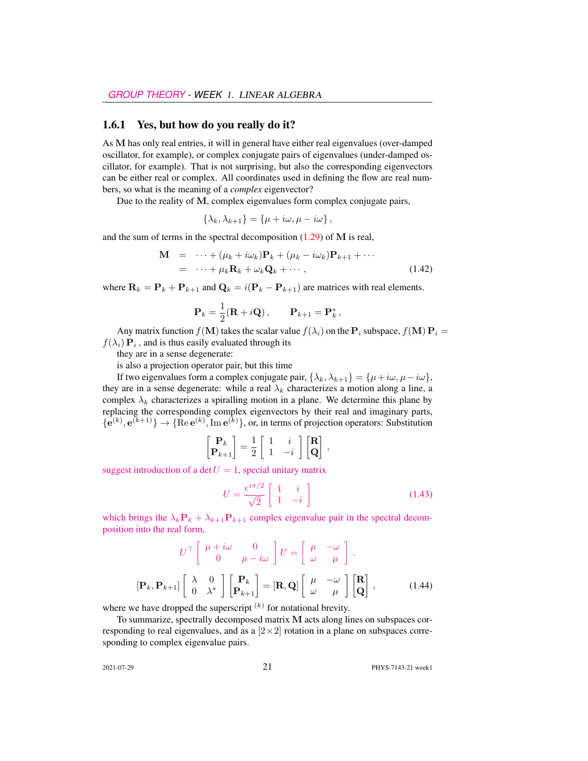### 1.6.1 Yes, but how do you really do it?

As $\mathbf{M}$ has only real entries, it will in general have either real eigenvalues (over-damped oscillator, for example), or complex conjugate pairs of eigenvalues (under-damped oscillator, for example). That is not surprising, but also the corresponding eigenvectors can be either real or complex. All coordinates used in defining the flow are real numbers, so what is the meaning of a *complex* eigenvector?

Due to the reality of $\mathbf{M}$, complex eigenvalues form complex conjugate pairs,

$$\{\lambda_k, \lambda_{k+1}\} = \{\mu + i\omega, \mu - i\omega\},$$

and the sum of terms in the spectral decomposition (1.29) of $\mathbf{M}$ is real,

$$\begin{aligned}
\mathbf{M} &= \cdots + (\mu_k + i\omega_k)\mathbf{P}_k + (\mu_k - i\omega_k)\mathbf{P}_{k+1} + \cdots \\
&= \cdots + \mu_k \mathbf{R}_k + \omega_k \mathbf{Q}_k + \cdots ,
\end{aligned} \tag{1.42}$$

where $\mathbf{R}_k = \mathbf{P}_k + \mathbf{P}_{k+1}$ and $\mathbf{Q}_k = i(\mathbf{P}_k - \mathbf{P}_{k+1})$ are matrices with real elements.

$$\mathbf{P}_k = \frac{1}{2}(\mathbf{R} + i\mathbf{Q}), \qquad \mathbf{P}_{k+1} = \mathbf{P}_k^*,$$

Any matrix function $f(\mathbf{M})$ takes the scalar value $f(\lambda_i)$ on the $\mathbf{P}_i$ subspace, $f(\mathbf{M})\,\mathbf{P}_i = f(\lambda_i)\,\mathbf{P}_i$ , and is thus easily evaluated through its

they are in a sense degenerate:

is also a projection operator pair, but this time

If two eigenvalues form a complex conjugate pair, $\{\lambda_k, \lambda_{k+1}\} = \{\mu + i\omega, \mu - i\omega\}$, they are in a sense degenerate: while a real $\lambda_k$ characterizes a motion along a line, a complex $\lambda_k$ characterizes a spiralling motion in a plane. We determine this plane by replacing the corresponding complex eigenvectors by their real and imaginary parts, $\{\mathbf{e}^{(k)}, \mathbf{e}^{(k+1)}\} \rightarrow \{\mathrm{Re}\,\mathbf{e}^{(k)}, \mathrm{Im}\,\mathbf{e}^{(k)}\}$, or, in terms of projection operators: Substitution

$$\begin{bmatrix} \mathbf{P}_k \\ \mathbf{P}_{k+1} \end{bmatrix} = \frac{1}{2} \begin{bmatrix} 1 & i \\ 1 & -i \end{bmatrix} \begin{bmatrix} \mathbf{R} \\ \mathbf{Q} \end{bmatrix},$$

suggest introduction of a $\det U = 1$, special unitary matrix

$$U = \frac{e^{i\pi/2}}{\sqrt{2}} \begin{bmatrix} 1 & i \\ 1 & -i \end{bmatrix} \tag{1.43}$$

which brings the $\lambda_k \mathbf{P}_k + \lambda_{k+1}\mathbf{P}_{k+1}$ complex eigenvalue pair in the spectral decomposition into the real form,

$$U^\top \begin{bmatrix} \mu + i\omega & 0 \\ 0 & \mu - i\omega \end{bmatrix} U = \begin{bmatrix} \mu & -\omega \\ \omega & \mu \end{bmatrix}.$$

$$[\mathbf{P}_k, \mathbf{P}_{k+1}] \begin{bmatrix} \lambda & 0 \\ 0 & \lambda^* \end{bmatrix} \begin{bmatrix} \mathbf{P}_k \\ \mathbf{P}_{k+1} \end{bmatrix} = [\mathbf{R}, \mathbf{Q}] \begin{bmatrix} \mu & -\omega \\ \omega & \mu \end{bmatrix} \begin{bmatrix} \mathbf{R} \\ \mathbf{Q} \end{bmatrix}, \tag{1.44}$$

where we have dropped the superscript $^{(k)}$ for notational brevity.

To summarize, spectrally decomposed matrix $\mathbf{M}$ acts along lines on subspaces corresponding to real eigenvalues, and as a $[2\times 2]$ rotation in a plane on subspaces corresponding to complex eigenvalue pairs.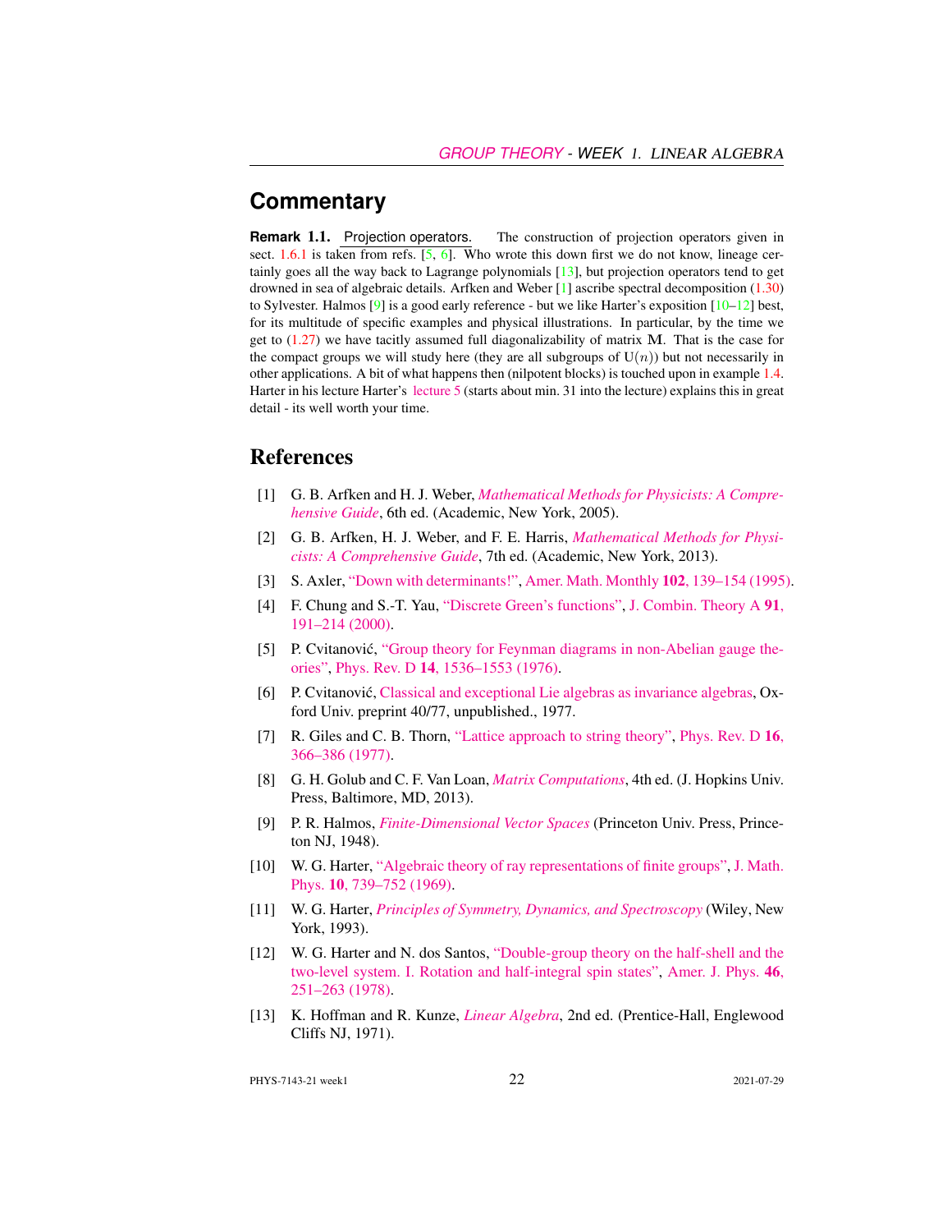## Commentary

**Remark 1.1.** Projection operators. The construction of projection operators given in sect. 1.6.1 is taken from refs. [5, 6]. Who wrote this down first we do not know, lineage certainly goes all the way back to Lagrange polynomials [13], but projection operators tend to get drowned in sea of algebraic details. Arfken and Weber [1] ascribe spectral decomposition (1.30) to Sylvester. Halmos [9] is a good early reference - but we like Harter's exposition [10–12] best, for its multitude of specific examples and physical illustrations. In particular, by the time we get to (1.27) we have tacitly assumed full diagonalizability of matrix $\mathbf{M}$. That is the case for the compact groups we will study here (they are all subgroups of $\mathrm{U}(n)$) but not necessarily in other applications. A bit of what happens then (nilpotent blocks) is touched upon in example 1.4. Harter in his lecture Harter's lecture 5 (starts about min. 31 into the lecture) explains this in great detail - its well worth your time.

## References

[1] G. B. Arfken and H. J. Weber, *Mathematical Methods for Physicists: A Comprehensive Guide*, 6th ed. (Academic, New York, 2005).

[2] G. B. Arfken, H. J. Weber, and F. E. Harris, *Mathematical Methods for Physicists: A Comprehensive Guide*, 7th ed. (Academic, New York, 2013).

[3] S. Axler, "Down with determinants!", Amer. Math. Monthly **102**, 139–154 (1995).

[4] F. Chung and S.-T. Yau, "Discrete Green's functions", J. Combin. Theory A **91**, 191–214 (2000).

[5] P. Cvitanović, "Group theory for Feynman diagrams in non-Abelian gauge theories", Phys. Rev. D **14**, 1536–1553 (1976).

[6] P. Cvitanović, Classical and exceptional Lie algebras as invariance algebras, Oxford Univ. preprint 40/77, unpublished., 1977.

[7] R. Giles and C. B. Thorn, "Lattice approach to string theory", Phys. Rev. D **16**, 366–386 (1977).

[8] G. H. Golub and C. F. Van Loan, *Matrix Computations*, 4th ed. (J. Hopkins Univ. Press, Baltimore, MD, 2013).

[9] P. R. Halmos, *Finite-Dimensional Vector Spaces* (Princeton Univ. Press, Princeton NJ, 1948).

[10] W. G. Harter, "Algebraic theory of ray representations of finite groups", J. Math. Phys. **10**, 739–752 (1969).

[11] W. G. Harter, *Principles of Symmetry, Dynamics, and Spectroscopy* (Wiley, New York, 1993).

[12] W. G. Harter and N. dos Santos, "Double-group theory on the half-shell and the two-level system. I. Rotation and half-integral spin states", Amer. J. Phys. **46**, 251–263 (1978).

[13] K. Hoffman and R. Kunze, *Linear Algebra*, 2nd ed. (Prentice-Hall, Englewood Cliffs NJ, 1971).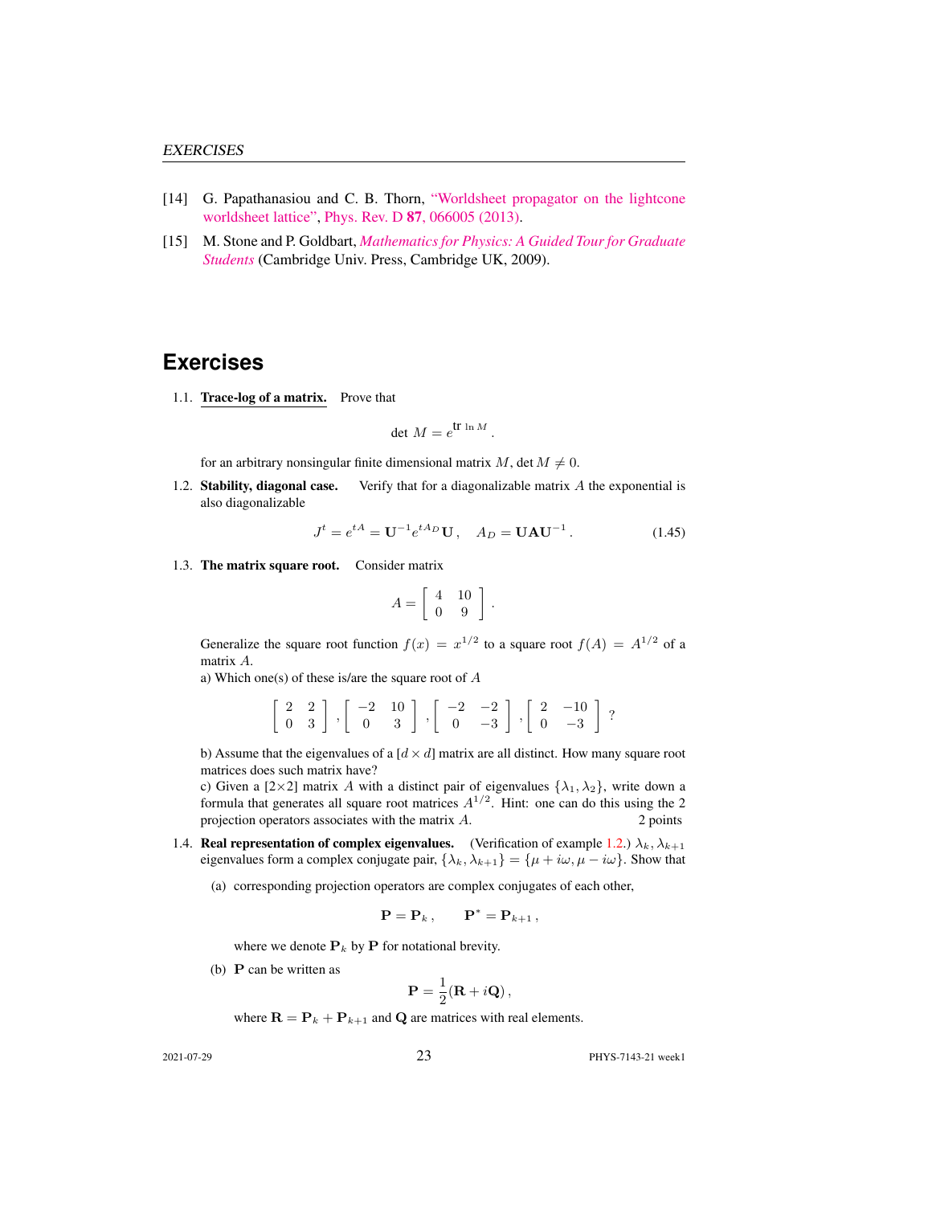[14] G. Papathanasiou and C. B. Thorn, "Worldsheet propagator on the lightcone worldsheet lattice", Phys. Rev. D **87**, 066005 (2013).

[15] M. Stone and P. Goldbart, *Mathematics for Physics: A Guided Tour for Graduate Students* (Cambridge Univ. Press, Cambridge UK, 2009).

# Exercises

1.1. **Trace-log of a matrix.** Prove that

$$\det M = e^{\text{tr} \ln M} \,.$$

for an arbitrary nonsingular finite dimensional matrix $M$, $\det M \neq 0$.

1.2. **Stability, diagonal case.** Verify that for a diagonalizable matrix $A$ the exponential is also diagonalizable

$$J^t = e^{tA} = \mathbf{U}^{-1} e^{tA_D} \mathbf{U} \,, \quad A_D = \mathbf{U} \mathbf{A} \mathbf{U}^{-1} \,. \tag{1.45}$$

1.3. **The matrix square root.** Consider matrix

$$A = \left[ \begin{array}{cc} 4 & 10 \\ 0 & 9 \end{array} \right] .$$

Generalize the square root function $f(x) = x^{1/2}$ to a square root $f(A) = A^{1/2}$ of a matrix $A$.

a) Which one(s) of these is/are the square root of $A$

$$\left[ \begin{array}{cc} 2 & 2 \\ 0 & 3 \end{array} \right] , \left[ \begin{array}{cc} -2 & 10 \\ 0 & 3 \end{array} \right] , \left[ \begin{array}{cc} -2 & -2 \\ 0 & -3 \end{array} \right] , \left[ \begin{array}{cc} 2 & -10 \\ 0 & -3 \end{array} \right] \, ?$$

b) Assume that the eigenvalues of a $[d \times d]$ matrix are all distinct. How many square root matrices does such matrix have?

c) Given a $[2{\times}2]$ matrix $A$ with a distinct pair of eigenvalues $\{\lambda_1, \lambda_2\}$, write down a formula that generates all square root matrices $A^{1/2}$. Hint: one can do this using the 2 projection operators associates with the matrix $A$. 2 points

1.4. **Real representation of complex eigenvalues.** (Verification of example 1.2.) $\lambda_k, \lambda_{k+1}$ eigenvalues form a complex conjugate pair, $\{\lambda_k, \lambda_{k+1}\} = \{\mu + i\omega, \mu - i\omega\}$. Show that

(a) corresponding projection operators are complex conjugates of each other,

$$\mathbf{P} = \mathbf{P}_k \,, \qquad \mathbf{P}^* = \mathbf{P}_{k+1} \,,$$

where we denote $\mathbf{P}_k$ by $\mathbf{P}$ for notational brevity.

(b) $\mathbf{P}$ can be written as

$$\mathbf{P} = \frac{1}{2}(\mathbf{R} + i\mathbf{Q}) \,,$$

where $\mathbf{R} = \mathbf{P}_k + \mathbf{P}_{k+1}$ and $\mathbf{Q}$ are matrices with real elements.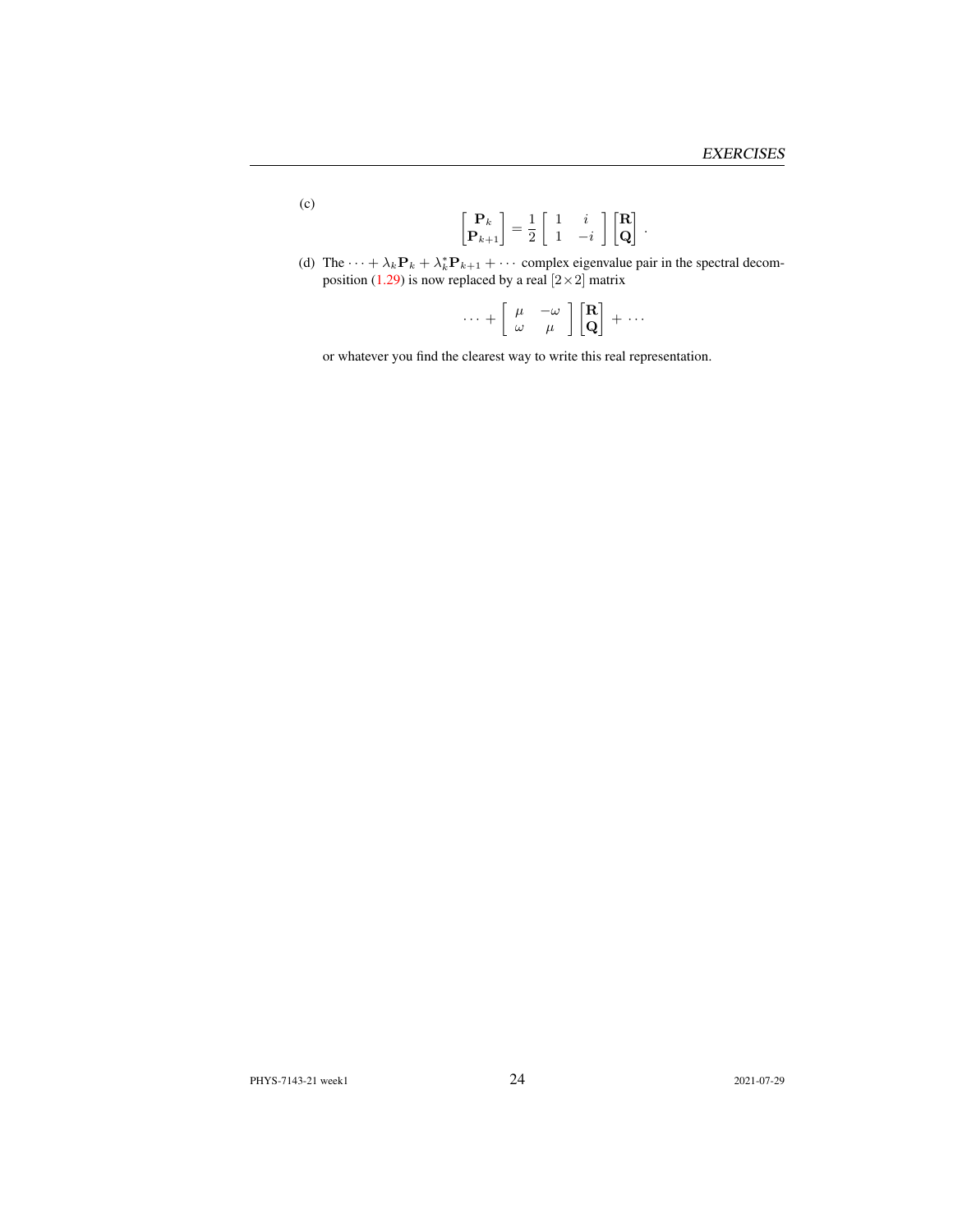(c)

$$\begin{bmatrix} \mathbf{P}_k \\ \mathbf{P}_{k+1} \end{bmatrix} = \frac{1}{2} \left[ \begin{array}{cc} 1 & i \\ 1 & -i \end{array} \right] \begin{bmatrix} \mathbf{R} \\ \mathbf{Q} \end{bmatrix} .$$

(d) The $\cdots + \lambda_k \mathbf{P}_k + \lambda_k^* \mathbf{P}_{k+1} + \cdots$ complex eigenvalue pair in the spectral decomposition (1.29) is now replaced by a real $[2 \times 2]$ matrix

$$\cdots + \left[ \begin{array}{cc} \mu & -\omega \\ \omega & \mu \end{array} \right] \begin{bmatrix} \mathbf{R} \\ \mathbf{Q} \end{bmatrix} + \cdots$$

or whatever you find the clearest way to write this real representation.